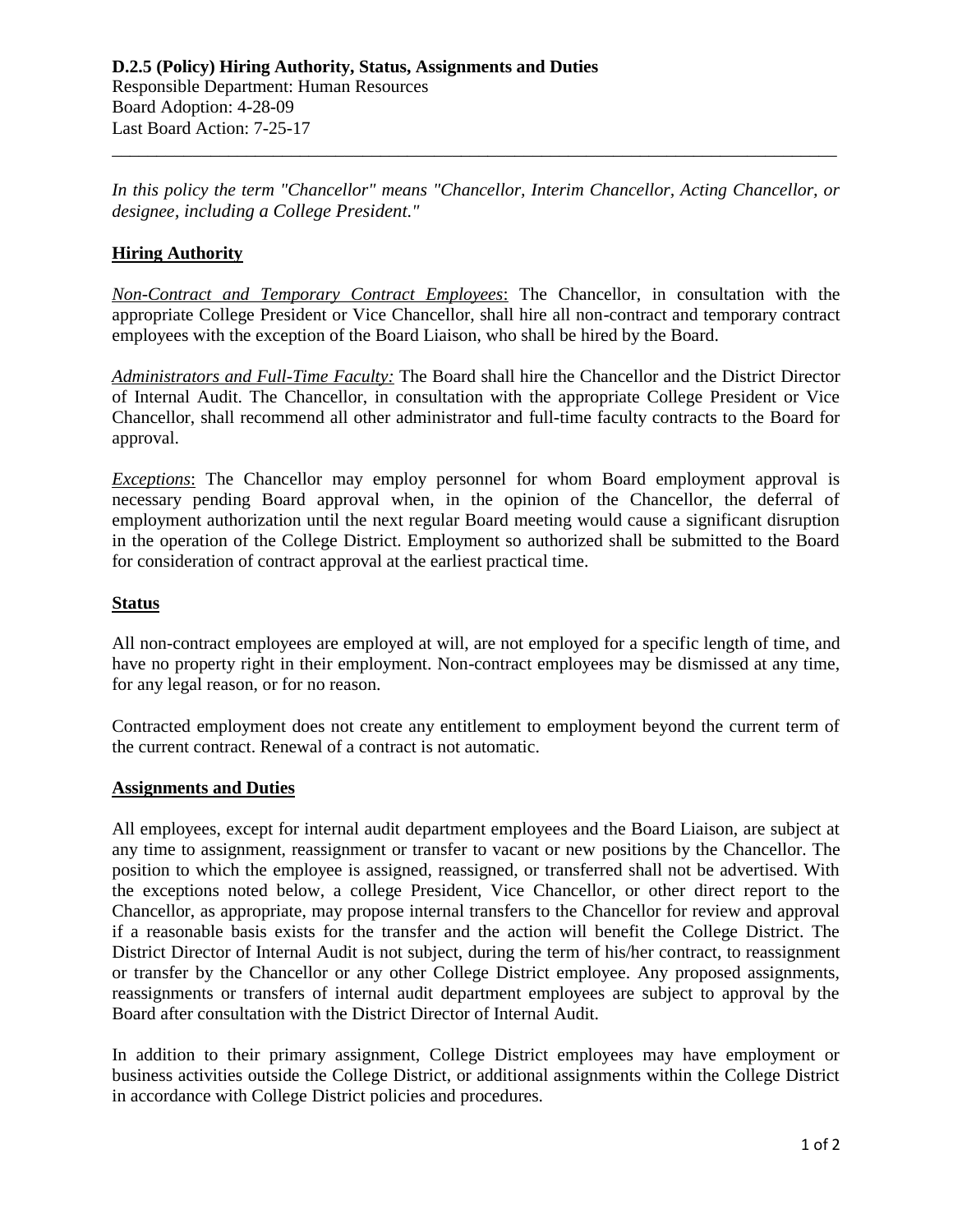# D.2.5 (Policy) Hiring Authority, Status, Assignments and Duties

Responsible Department: Human Resources
Board Adoption: 4-28-09
Last Board Action: 7-25-17

---

*In this policy the term "Chancellor" means "Chancellor, Interim Chancellor, Acting Chancellor, or designee, including a College President."*

## Hiring Authority

***Non-Contract and Temporary Contract Employees***: The Chancellor, in consultation with the appropriate College President or Vice Chancellor, shall hire all non-contract and temporary contract employees with the exception of the Board Liaison, who shall be hired by the Board.

***Administrators and Full-Time Faculty:*** The Board shall hire the Chancellor and the District Director of Internal Audit. The Chancellor, in consultation with the appropriate College President or Vice Chancellor, shall recommend all other administrator and full-time faculty contracts to the Board for approval.

***Exceptions***: The Chancellor may employ personnel for whom Board employment approval is necessary pending Board approval when, in the opinion of the Chancellor, the deferral of employment authorization until the next regular Board meeting would cause a significant disruption in the operation of the College District. Employment so authorized shall be submitted to the Board for consideration of contract approval at the earliest practical time.

## Status

All non-contract employees are employed at will, are not employed for a specific length of time, and have no property right in their employment. Non-contract employees may be dismissed at any time, for any legal reason, or for no reason.

Contracted employment does not create any entitlement to employment beyond the current term of the current contract. Renewal of a contract is not automatic.

## Assignments and Duties

All employees, except for internal audit department employees and the Board Liaison, are subject at any time to assignment, reassignment or transfer to vacant or new positions by the Chancellor. The position to which the employee is assigned, reassigned, or transferred shall not be advertised. With the exceptions noted below, a college President, Vice Chancellor, or other direct report to the Chancellor, as appropriate, may propose internal transfers to the Chancellor for review and approval if a reasonable basis exists for the transfer and the action will benefit the College District. The District Director of Internal Audit is not subject, during the term of his/her contract, to reassignment or transfer by the Chancellor or any other College District employee. Any proposed assignments, reassignments or transfers of internal audit department employees are subject to approval by the Board after consultation with the District Director of Internal Audit.

In addition to their primary assignment, College District employees may have employment or business activities outside the College District, or additional assignments within the College District in accordance with College District policies and procedures.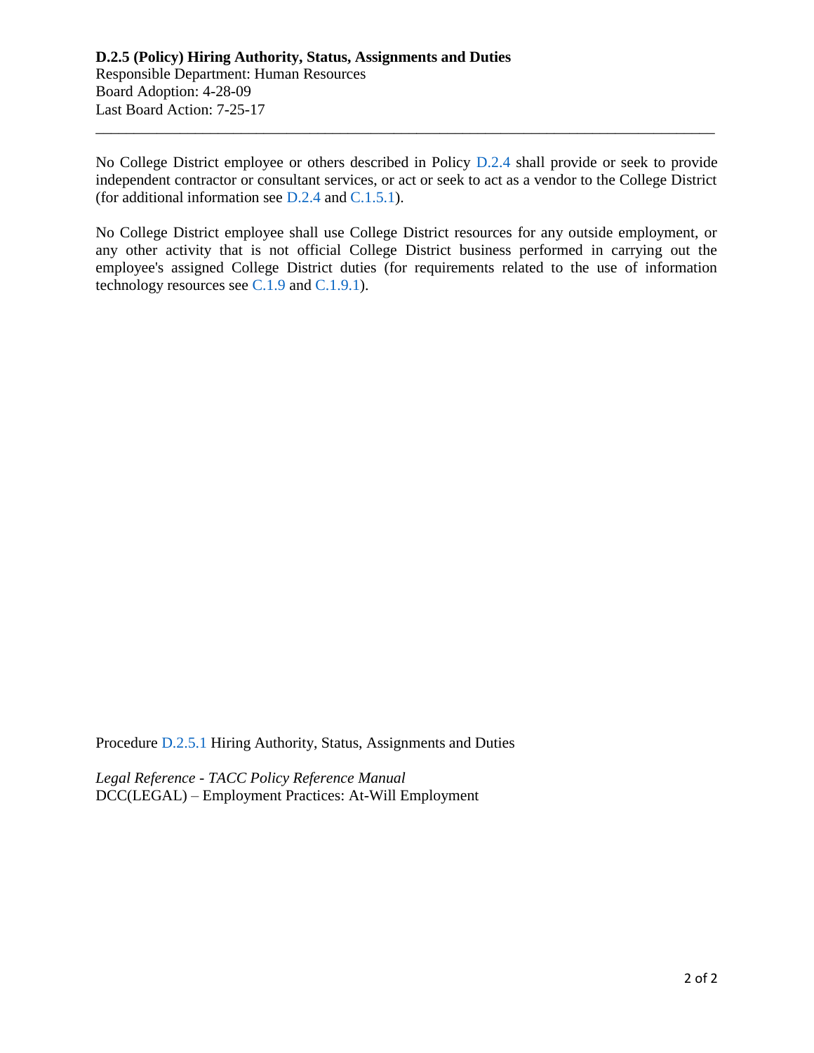**D.2.5 (Policy) Hiring Authority, Status, Assignments and Duties**
Responsible Department: Human Resources
Board Adoption: 4-28-09
Last Board Action: 7-25-17

---

No College District employee or others described in Policy D.2.4 shall provide or seek to provide independent contractor or consultant services, or act or seek to act as a vendor to the College District (for additional information see D.2.4 and C.1.5.1).

No College District employee shall use College District resources for any outside employment, or any other activity that is not official College District business performed in carrying out the employee's assigned College District duties (for requirements related to the use of information technology resources see C.1.9 and C.1.9.1).

Procedure D.2.5.1 Hiring Authority, Status, Assignments and Duties

*Legal Reference - TACC Policy Reference Manual*
DCC(LEGAL) – Employment Practices: At-Will Employment